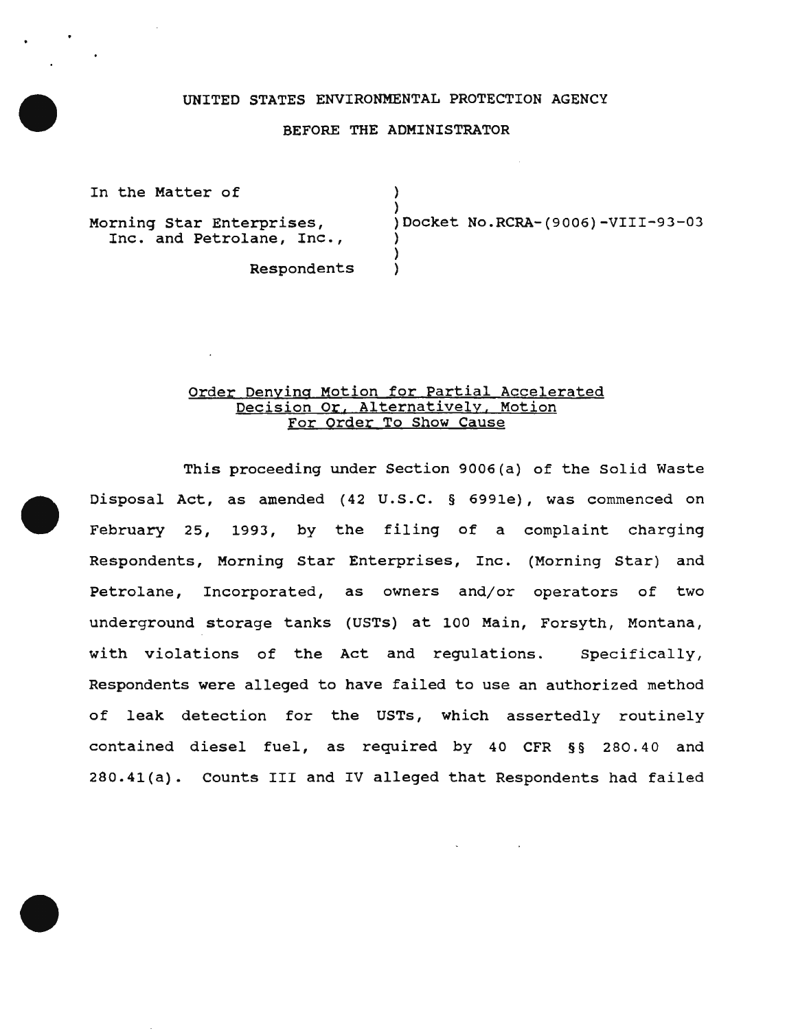UNITED STATES ENVIRONMENTAL PROTECTION AGENCY

BEFORE THE ADMINISTRATOR

In the Matter of

Morning Star Enterprises, Inc. and Petrolane, Inc.,

Respondents

Docket No.RCRA-(9006)-VIII-93-03

## Order Denying Motion for Partial Accelerated Decision Or, Alternatively, Motion For Order To Show Cause

This proceeding under Section 9006(a) of the Solid Waste Disposal Act, as amended (42 U.S.C. § 6991e), was commenced on February 25, 1993, by the filing of a complaint charging Respondents, Morning Star Enterprises, Inc. (Morning Star) and Petrolane, Incorporated, as owners and/or operators of two underground storage tanks (USTs) at 100 Main, Forsyth, Montana, with violations of the Act and regulations. Specifically, Respondents were alleged to have failed to use an authorized method of leak detection for the USTs, which assertedly routinely contained diesel fuel, as required by 40 CFR §§ 280.40 and 280.41(a). Counts III and IV alleged that Respondents had failed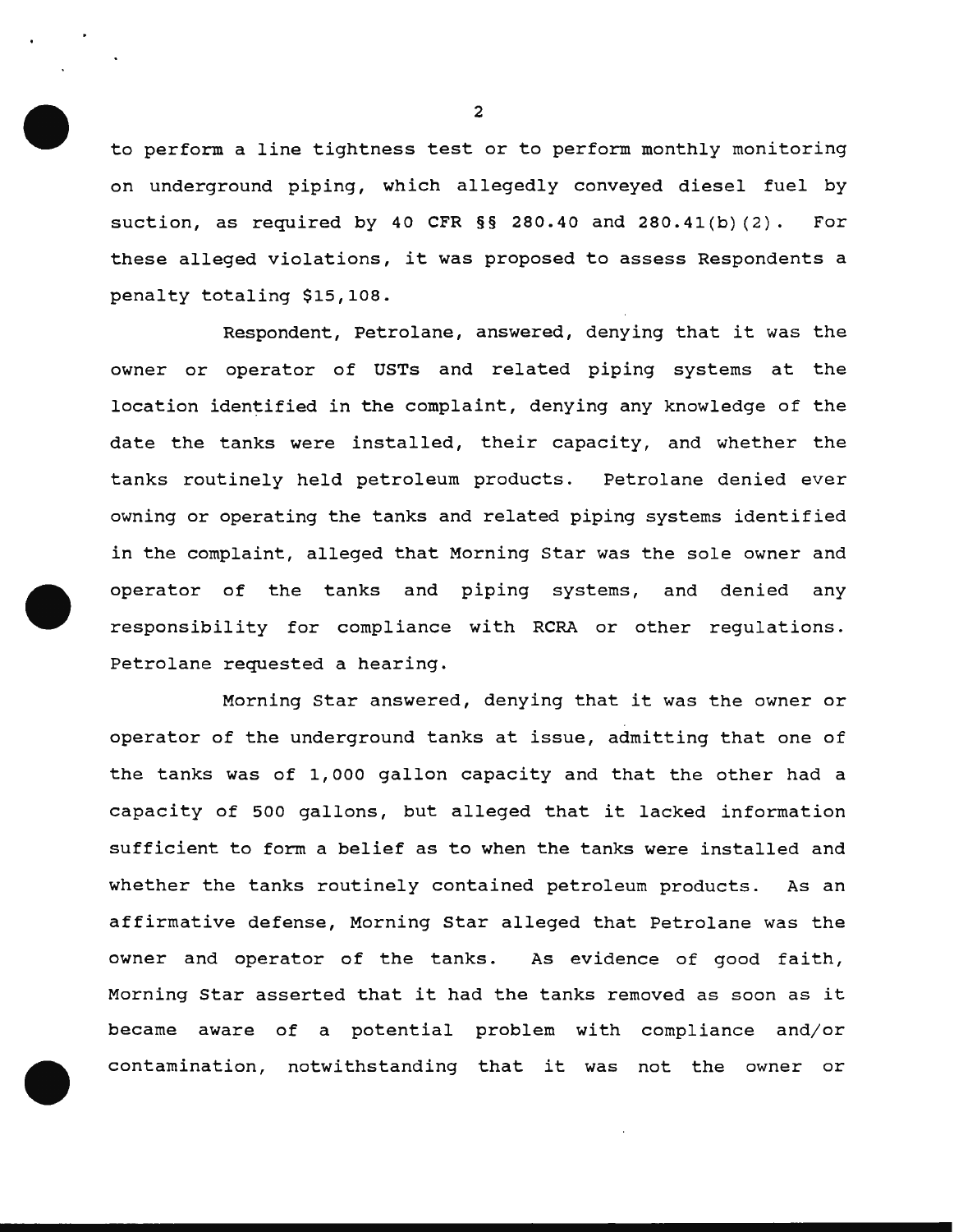to perform a line tightness test or to perform monthly monitoring on underground piping, which allegedly conveyed diesel fuel by suction, as required by 40 CFR §§ 280.40 and 280.41(b)(2). For these alleged violations, it was proposed to assess Respondents a penalty totaling $15,108.

Respondent, Petrolane, answered, denying that it was the owner or operator of USTs and related piping systems at the location identified in the complaint, denying any knowledge of the date the tanks were installed, their capacity, and whether the tanks routinely held petroleum products. Petrolane denied ever owning or operating the tanks and related piping systems identified in the complaint, alleged that Morning Star was the sole owner and operator of the tanks and piping systems, and denied any responsibility for compliance with RCRA or other regulations. Petrolane requested a hearing.

Morning Star answered, denying that it was the owner or operator of the underground tanks at issue, admitting that one of the tanks was of 1,000 gallon capacity and that the other had a capacity of 500 gallons, but alleged that it lacked information sufficient to form a belief as to when the tanks were installed and whether the tanks routinely contained petroleum products. As an affirmative defense, Morning Star alleged that Petrolane was the owner and operator of the tanks. As evidence of good faith, Morning Star asserted that it had the tanks removed as soon as it became aware of a potential problem with compliance and/or contamination, notwithstanding that it was not the owner or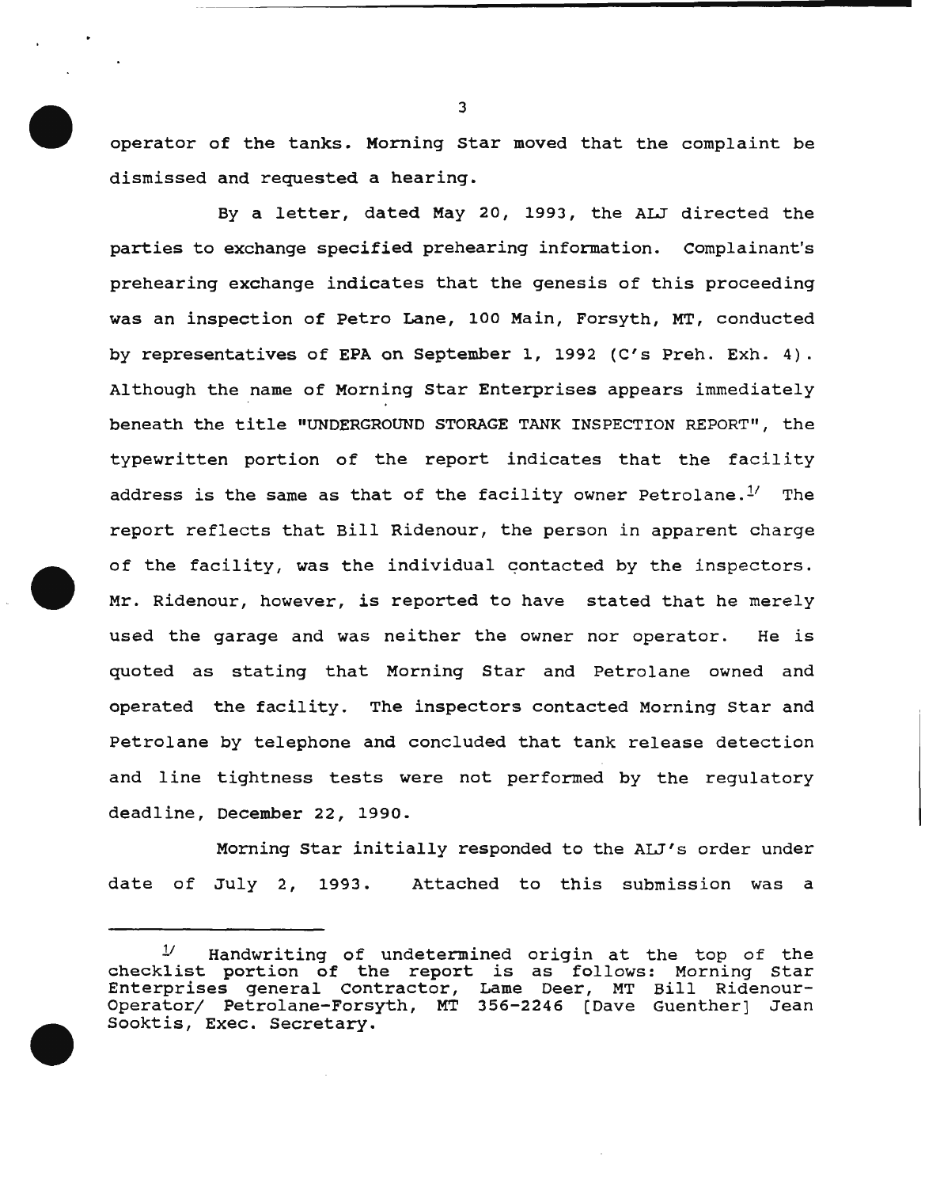operator of the tanks. Morning Star moved that the complaint be dismissed and requested a hearing.

By a letter, dated May 20, 1993, the ALJ directed the parties to exchange specified prehearing information. Complainant's prehearing exchange indicates that the genesis of this proceeding was an inspection of Petro Lane, 100 Main, Forsyth, MT, conducted by representatives of EPA on September 1, 1992 (C's Preh. Exh. 4). Although the name of Morning Star Enterprises appears immediately beneath the title "UNDERGROUND STORAGE TANK INSPECTION REPORT", the typewritten portion of the report indicates that the facility address is the same as that of the facility owner Petrolane.[1] The report reflects that Bill Ridenour, the person in apparent charge of the facility, was the individual contacted by the inspectors. Mr. Ridenour, however, is reported to have stated that he merely used the garage and was neither the owner nor operator. He is quoted as stating that Morning Star and Petrolane owned and operated the facility. The inspectors contacted Morning Star and Petrolane by telephone and concluded that tank release detection and line tightness tests were not performed by the regulatory deadline, December 22, 1990.

Morning Star initially responded to the ALJ's order under date of July 2, 1993. Attached to this submission was a

---

[1] Handwriting of undetermined origin at the top of the checklist portion of the report is as follows: Morning Star Enterprises general Contractor, Lame Deer, MT Bill Ridenour-Operator/ Petrolane-Forsyth, MT 356-2246 [Dave Guenther] Jean Sooktis, Exec. Secretary.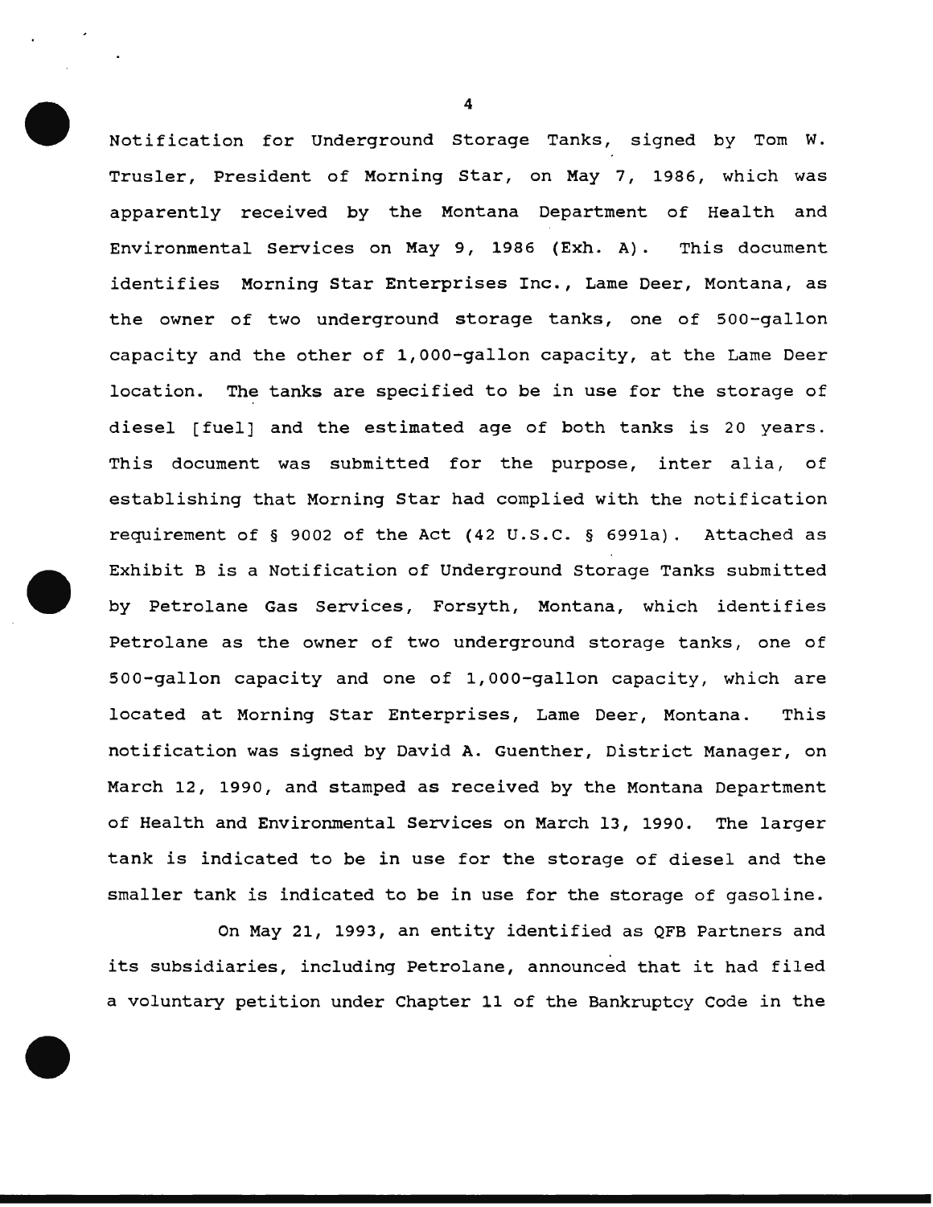Notification for Underground Storage Tanks, signed by Tom W. Trusler, President of Morning Star, on May 7, 1986, which was apparently received by the Montana Department of Health and Environmental Services on May 9, 1986 (Exh. A). This document identifies Morning Star Enterprises Inc., Lame Deer, Montana, as the owner of two underground storage tanks, one of 500-gallon capacity and the other of 1,000-gallon capacity, at the Lame Deer location. The tanks are specified to be in use for the storage of diesel [fuel] and the estimated age of both tanks is 20 years. This document was submitted for the purpose, inter alia, of establishing that Morning Star had complied with the notification requirement of § 9002 of the Act (42 U.S.C. § 6991a). Attached as Exhibit B is a Notification of Underground Storage Tanks submitted by Petrolane Gas Services, Forsyth, Montana, which identifies Petrolane as the owner of two underground storage tanks, one of 500-gallon capacity and one of 1,000-gallon capacity, which are located at Morning Star Enterprises, Lame Deer, Montana. This notification was signed by David A. Guenther, District Manager, on March 12, 1990, and stamped as received by the Montana Department of Health and Environmental Services on March 13, 1990. The larger tank is indicated to be in use for the storage of diesel and the smaller tank is indicated to be in use for the storage of gasoline.

On May 21, 1993, an entity identified as QFB Partners and its subsidiaries, including Petrolane, announced that it had filed a voluntary petition under Chapter 11 of the Bankruptcy Code in the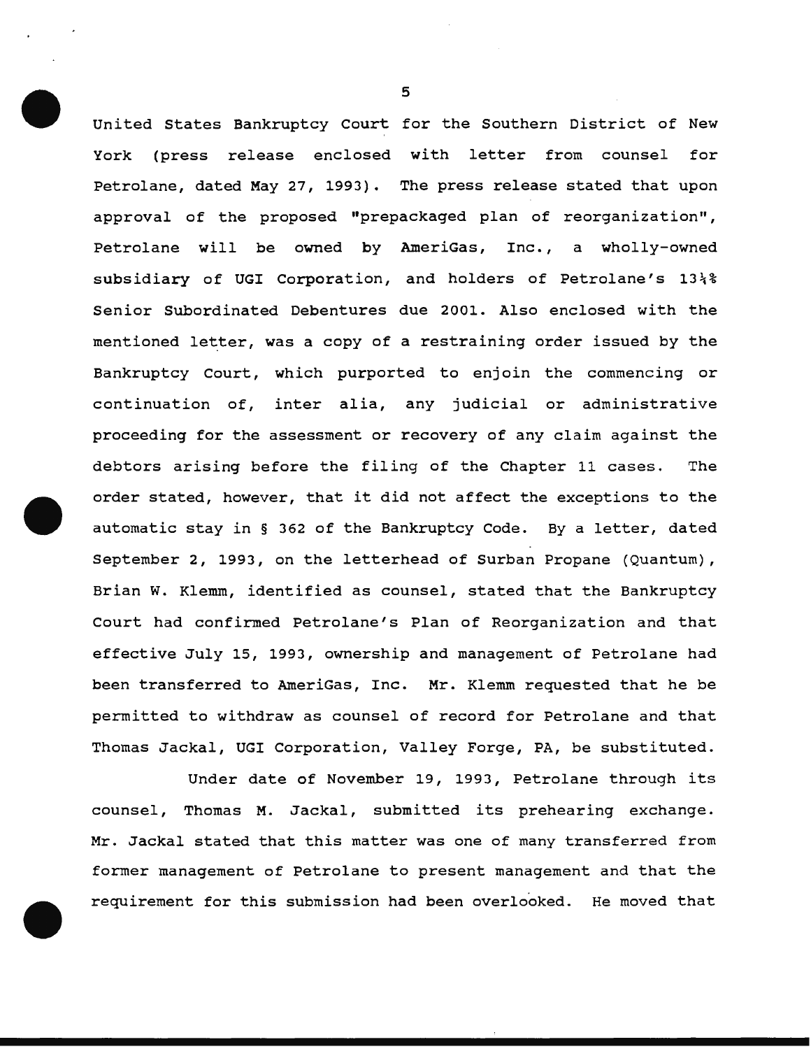United States Bankruptcy Court for the Southern District of New York (press release enclosed with letter from counsel for Petrolane, dated May 27, 1993). The press release stated that upon approval of the proposed "prepackaged plan of reorganization", Petrolane will be owned by AmeriGas, Inc., a wholly-owned subsidiary of UGI Corporation, and holders of Petrolane's 13¼% Senior Subordinated Debentures due 2001. Also enclosed with the mentioned letter, was a copy of a restraining order issued by the Bankruptcy Court, which purported to enjoin the commencing or continuation of, inter alia, any judicial or administrative proceeding for the assessment or recovery of any claim against the debtors arising before the filing of the Chapter 11 cases. The order stated, however, that it did not affect the exceptions to the automatic stay in § 362 of the Bankruptcy Code. By a letter, dated September 2, 1993, on the letterhead of Surban Propane (Quantum), Brian W. Klemm, identified as counsel, stated that the Bankruptcy Court had confirmed Petrolane's Plan of Reorganization and that effective July 15, 1993, ownership and management of Petrolane had been transferred to AmeriGas, Inc. Mr. Klemm requested that he be permitted to withdraw as counsel of record for Petrolane and that Thomas Jackal, UGI Corporation, Valley Forge, PA, be substituted.

Under date of November 19, 1993, Petrolane through its counsel, Thomas M. Jackal, submitted its prehearing exchange. Mr. Jackal stated that this matter was one of many transferred from former management of Petrolane to present management and that the requirement for this submission had been overlooked. He moved that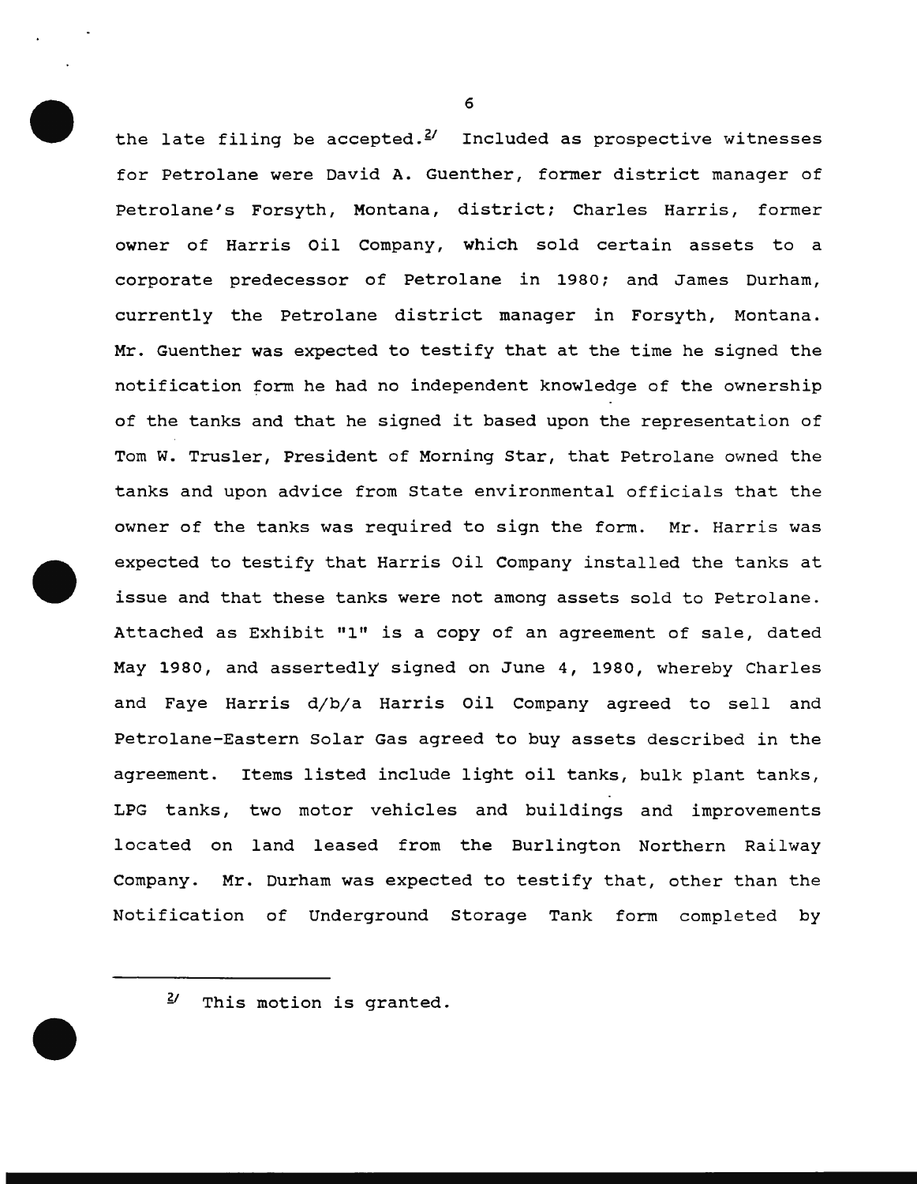the late filing be accepted.[2] Included as prospective witnesses for Petrolane were David A. Guenther, former district manager of Petrolane's Forsyth, Montana, district; Charles Harris, former owner of Harris Oil Company, which sold certain assets to a corporate predecessor of Petrolane in 1980; and James Durham, currently the Petrolane district manager in Forsyth, Montana. Mr. Guenther was expected to testify that at the time he signed the notification form he had no independent knowledge of the ownership of the tanks and that he signed it based upon the representation of Tom W. Trusler, President of Morning Star, that Petrolane owned the tanks and upon advice from State environmental officials that the owner of the tanks was required to sign the form. Mr. Harris was expected to testify that Harris Oil Company installed the tanks at issue and that these tanks were not among assets sold to Petrolane. Attached as Exhibit "1" is a copy of an agreement of sale, dated May 1980, and assertedly signed on June 4, 1980, whereby Charles and Faye Harris d/b/a Harris Oil Company agreed to sell and Petrolane-Eastern Solar Gas agreed to buy assets described in the agreement. Items listed include light oil tanks, bulk plant tanks, LPG tanks, two motor vehicles and buildings and improvements located on land leased from the Burlington Northern Railway Company. Mr. Durham was expected to testify that, other than the Notification of Underground Storage Tank form completed by

---

[2] This motion is granted.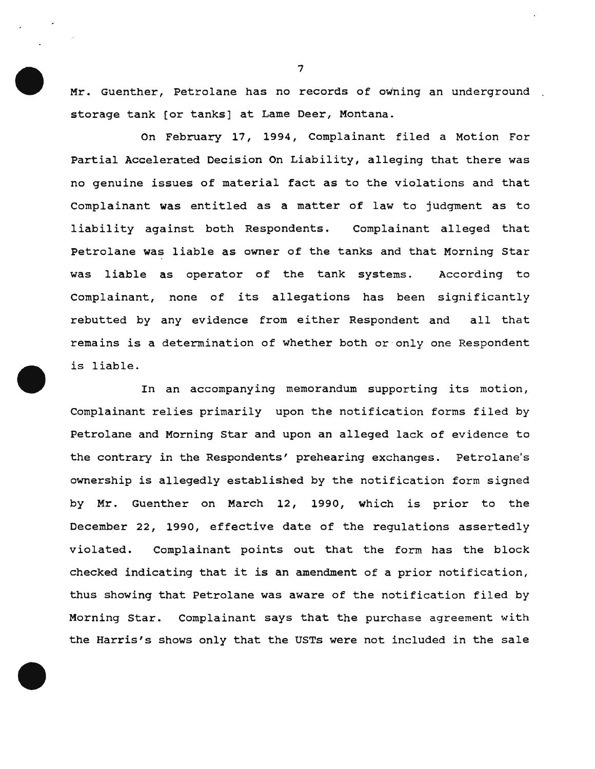Mr. Guenther, Petrolane has no records of owning an underground storage tank [or tanks] at Lame Deer, Montana.

On February 17, 1994, Complainant filed a Motion For Partial Accelerated Decision On Liability, alleging that there was no genuine issues of material fact as to the violations and that Complainant was entitled as a matter of law to judgment as to liability against both Respondents. Complainant alleged that Petrolane was liable as owner of the tanks and that Morning Star was liable as operator of the tank systems. According to Complainant, none of its allegations has been significantly rebutted by any evidence from either Respondent and all that remains is a determination of whether both or only one Respondent is liable.

In an accompanying memorandum supporting its motion, Complainant relies primarily upon the notification forms filed by Petrolane and Morning Star and upon an alleged lack of evidence to the contrary in the Respondents' prehearing exchanges. Petrolane's ownership is allegedly established by the notification form signed by Mr. Guenther on March 12, 1990, which is prior to the December 22, 1990, effective date of the regulations assertedly violated. Complainant points out that the form has the block checked indicating that it is an amendment of a prior notification, thus showing that Petrolane was aware of the notification filed by Morning Star. Complainant says that the purchase agreement with the Harris's shows only that the USTs were not included in the sale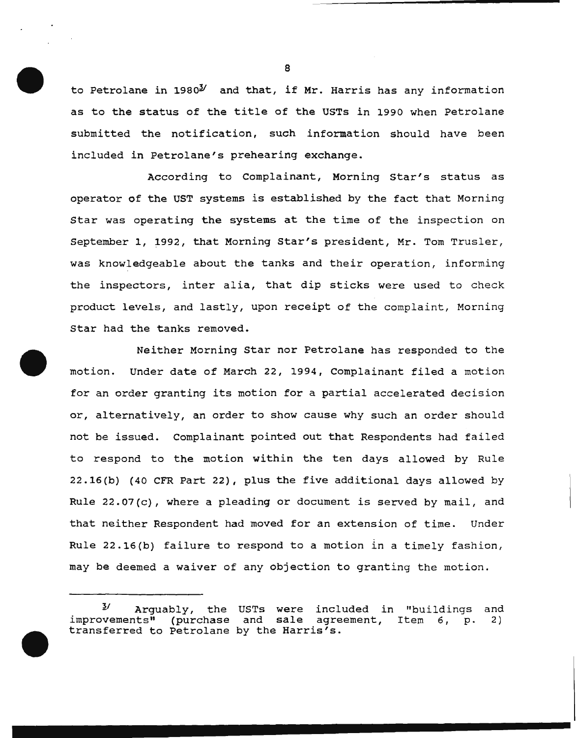to Petrolane in 1980[3] and that, if Mr. Harris has any information as to the status of the title of the USTs in 1990 when Petrolane submitted the notification, such information should have been included in Petrolane's prehearing exchange.

According to Complainant, Morning Star's status as operator of the UST systems is established by the fact that Morning Star was operating the systems at the time of the inspection on September 1, 1992, that Morning Star's president, Mr. Tom Trusler, was knowledgeable about the tanks and their operation, informing the inspectors, inter alia, that dip sticks were used to check product levels, and lastly, upon receipt of the complaint, Morning Star had the tanks removed.

Neither Morning Star nor Petrolane has responded to the motion. Under date of March 22, 1994, Complainant filed a motion for an order granting its motion for a partial accelerated decision or, alternatively, an order to show cause why such an order should not be issued. Complainant pointed out that Respondents had failed to respond to the motion within the ten days allowed by Rule 22.16(b) (40 CFR Part 22), plus the five additional days allowed by Rule 22.07(c), where a pleading or document is served by mail, and that neither Respondent had moved for an extension of time. Under Rule 22.16(b) failure to respond to a motion in a timely fashion, may be deemed a waiver of any objection to granting the motion.

---

[3] Arguably, the USTs were included in "buildings and improvements" (purchase and sale agreement, Item 6, p. 2) transferred to Petrolane by the Harris's.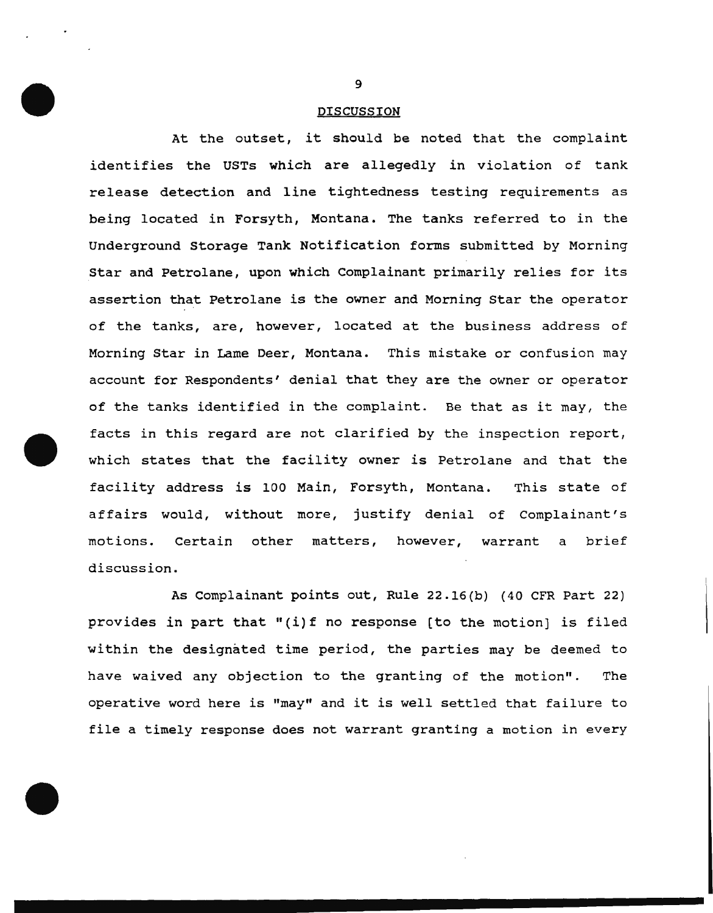## DISCUSSION

At the outset, it should be noted that the complaint identifies the USTs which are allegedly in violation of tank release detection and line tightedness testing requirements as being located in Forsyth, Montana. The tanks referred to in the Underground Storage Tank Notification forms submitted by Morning Star and Petrolane, upon which Complainant primarily relies for its assertion that Petrolane is the owner and Morning Star the operator of the tanks, are, however, located at the business address of Morning Star in Lame Deer, Montana. This mistake or confusion may account for Respondents' denial that they are the owner or operator of the tanks identified in the complaint. Be that as it may, the facts in this regard are not clarified by the inspection report, which states that the facility owner is Petrolane and that the facility address is 100 Main, Forsyth, Montana. This state of affairs would, without more, justify denial of Complainant's motions. Certain other matters, however, warrant a brief discussion.

As Complainant points out, Rule 22.16(b) (40 CFR Part 22) provides in part that "(i)f no response [to the motion] is filed within the designated time period, the parties may be deemed to have waived any objection to the granting of the motion". The operative word here is "may" and it is well settled that failure to file a timely response does not warrant granting a motion in every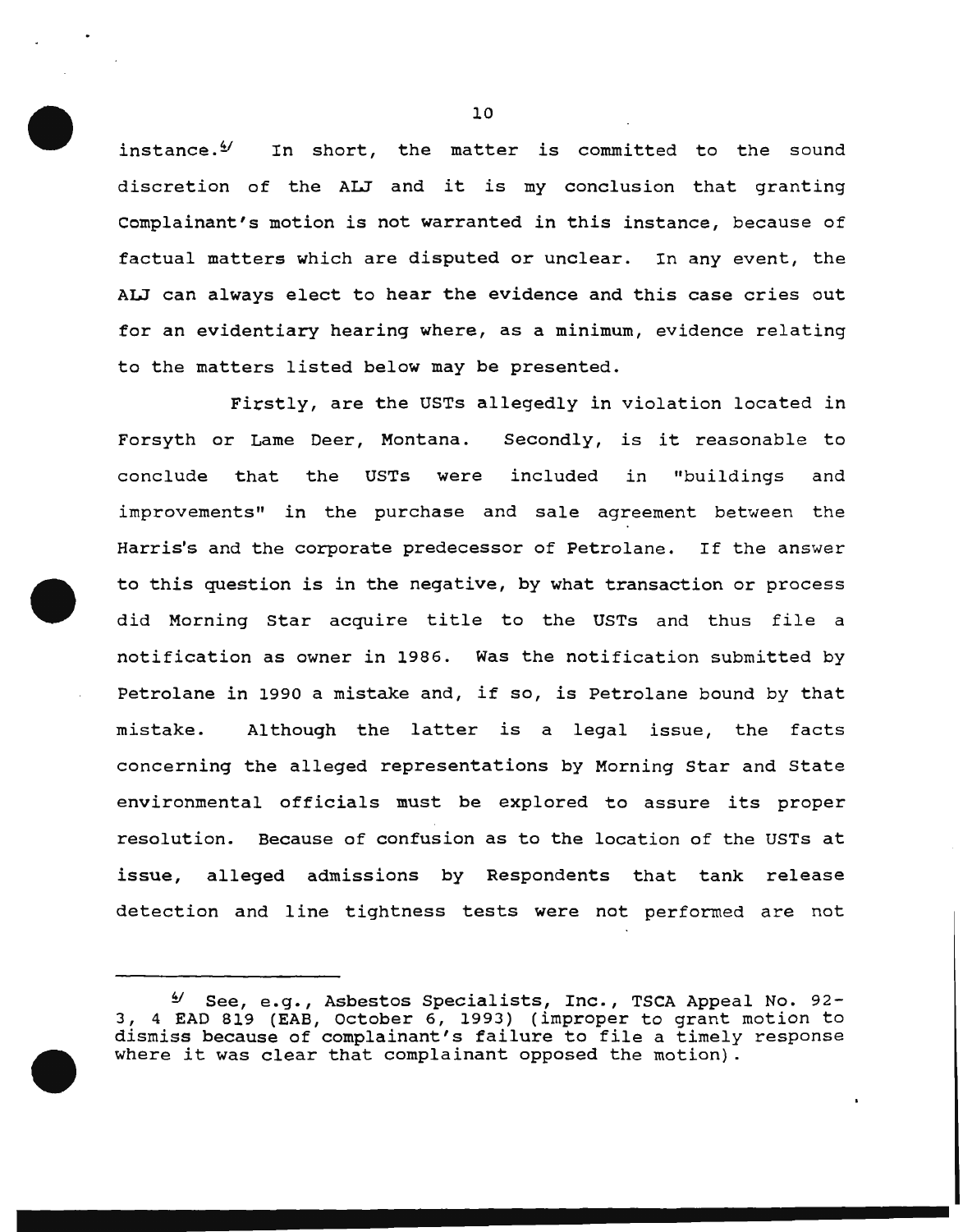instance.[6] In short, the matter is committed to the sound discretion of the ALJ and it is my conclusion that granting Complainant's motion is not warranted in this instance, because of factual matters which are disputed or unclear. In any event, the ALJ can always elect to hear the evidence and this case cries out for an evidentiary hearing where, as a minimum, evidence relating to the matters listed below may be presented.

Firstly, are the USTs allegedly in violation located in Forsyth or Lame Deer, Montana. Secondly, is it reasonable to conclude that the USTs were included in "buildings and improvements" in the purchase and sale agreement between the Harris's and the corporate predecessor of Petrolane. If the answer to this question is in the negative, by what transaction or process did Morning Star acquire title to the USTs and thus file a notification as owner in 1986. Was the notification submitted by Petrolane in 1990 a mistake and, if so, is Petrolane bound by that mistake. Although the latter is a legal issue, the facts concerning the alleged representations by Morning Star and State environmental officials must be explored to assure its proper resolution. Because of confusion as to the location of the USTs at issue, alleged admissions by Respondents that tank release detection and line tightness tests were not performed are not

---

[6] See, e.g., Asbestos Specialists, Inc., TSCA Appeal No. 92-3, 4 EAD 819 (EAB, October 6, 1993) (improper to grant motion to dismiss because of complainant's failure to file a timely response where it was clear that complainant opposed the motion).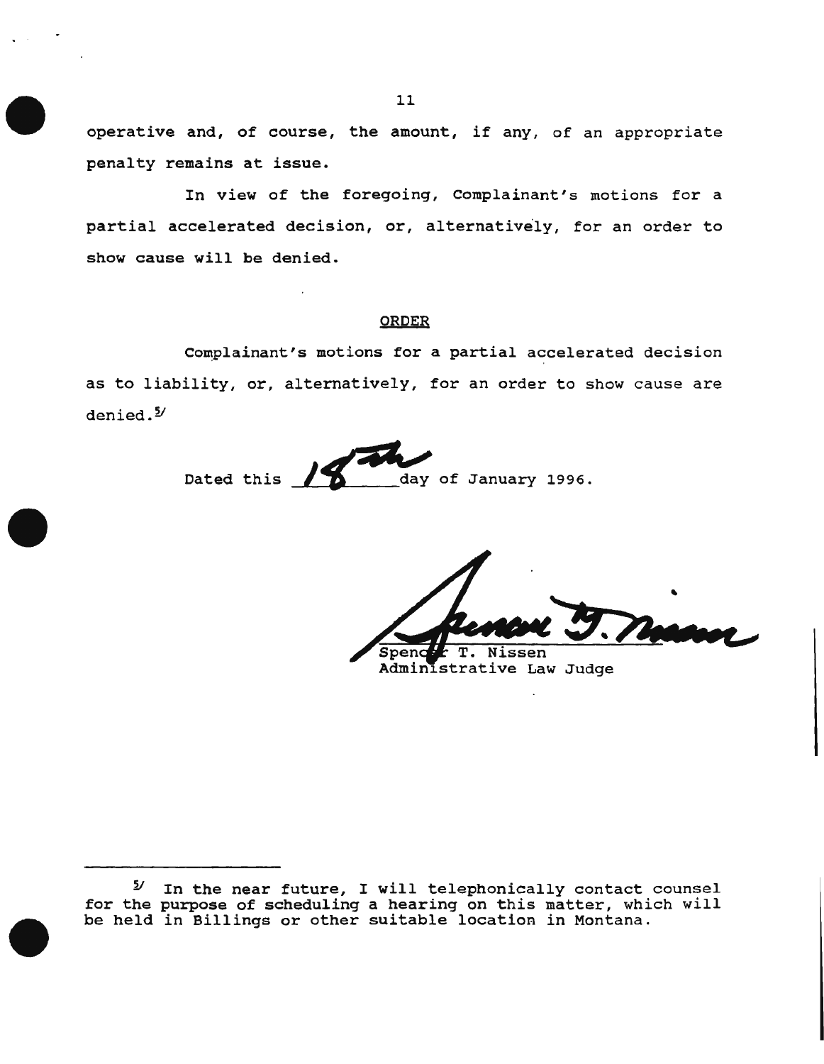operative and, of course, the amount, if any, of an appropriate penalty remains at issue.

In view of the foregoing, Complainant's motions for a partial accelerated decision, or, alternatively, for an order to show cause will be denied.

## ORDER

Complainant's motions for a partial accelerated decision as to liability, or, alternatively, for an order to show cause are denied.[5]

Dated this 18th day of January 1996.

Spencer T. Nissen
Administrative Law Judge

---

[5] In the near future, I will telephonically contact counsel for the purpose of scheduling a hearing on this matter, which will be held in Billings or other suitable location in Montana.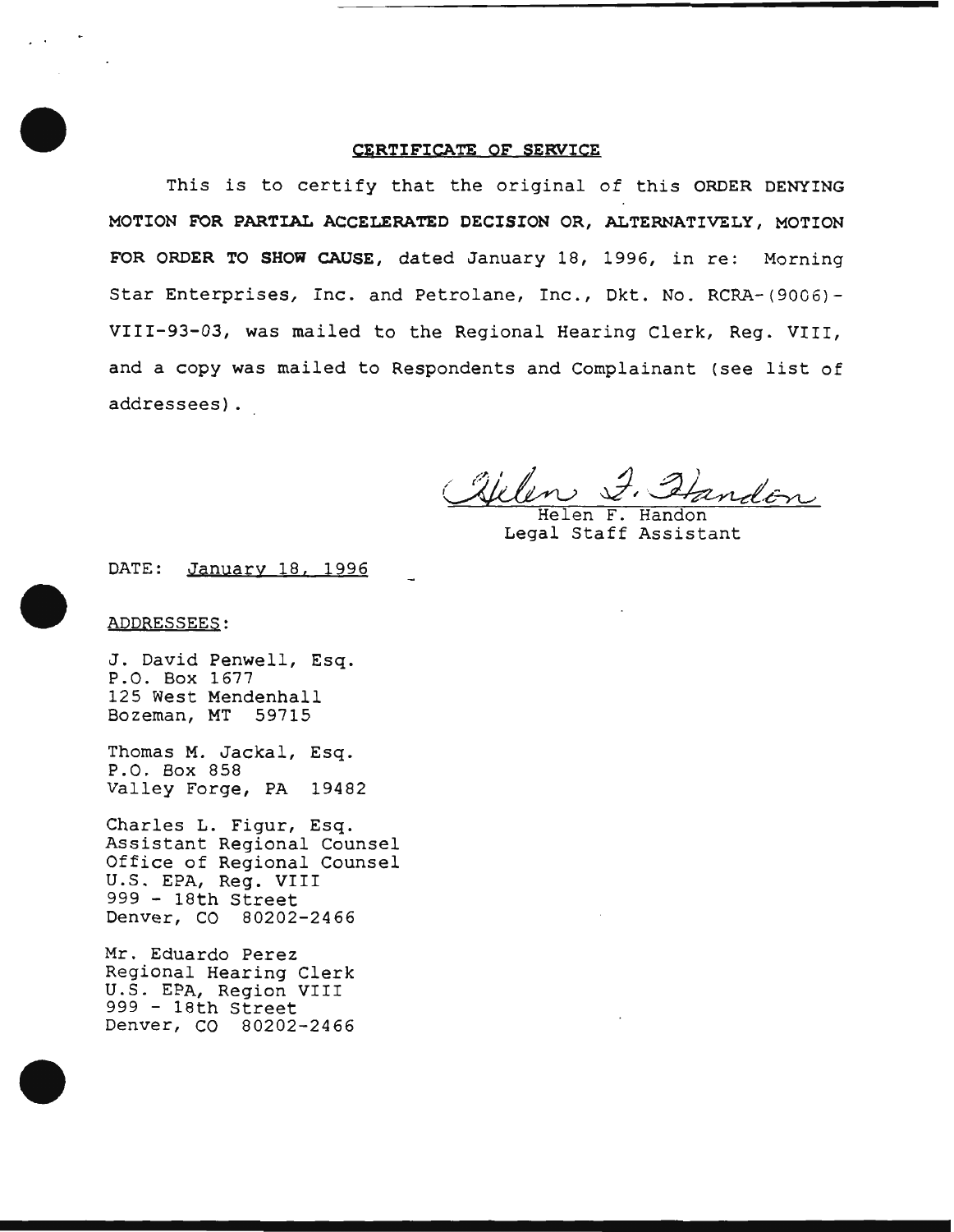## CERTIFICATE OF SERVICE

This is to certify that the original of this **ORDER DENYING MOTION FOR PARTIAL ACCELERATED DECISION OR, ALTERNATIVELY, MOTION FOR ORDER TO SHOW CAUSE**, dated January 18, 1996, in re: Morning Star Enterprises, Inc. and Petrolane, Inc., Dkt. No. RCRA-(9006)-VIII-93-03, was mailed to the Regional Hearing Clerk, Reg. VIII, and a copy was mailed to Respondents and Complainant (see list of addressees).

Helen F. Handon
Helen F. Handon
Legal Staff Assistant

DATE: January 18, 1996

ADDRESSEES:

J. David Penwell, Esq.
P.O. Box 1677
125 West Mendenhall
Bozeman, MT 59715

Thomas M. Jackal, Esq.
P.O. Box 858
Valley Forge, PA 19482

Charles L. Figur, Esq.
Assistant Regional Counsel
Office of Regional Counsel
U.S. EPA, Reg. VIII
999 - 18th Street
Denver, CO 80202-2466

Mr. Eduardo Perez
Regional Hearing Clerk
U.S. EPA, Region VIII
999 - 18th Street
Denver, CO 80202-2466